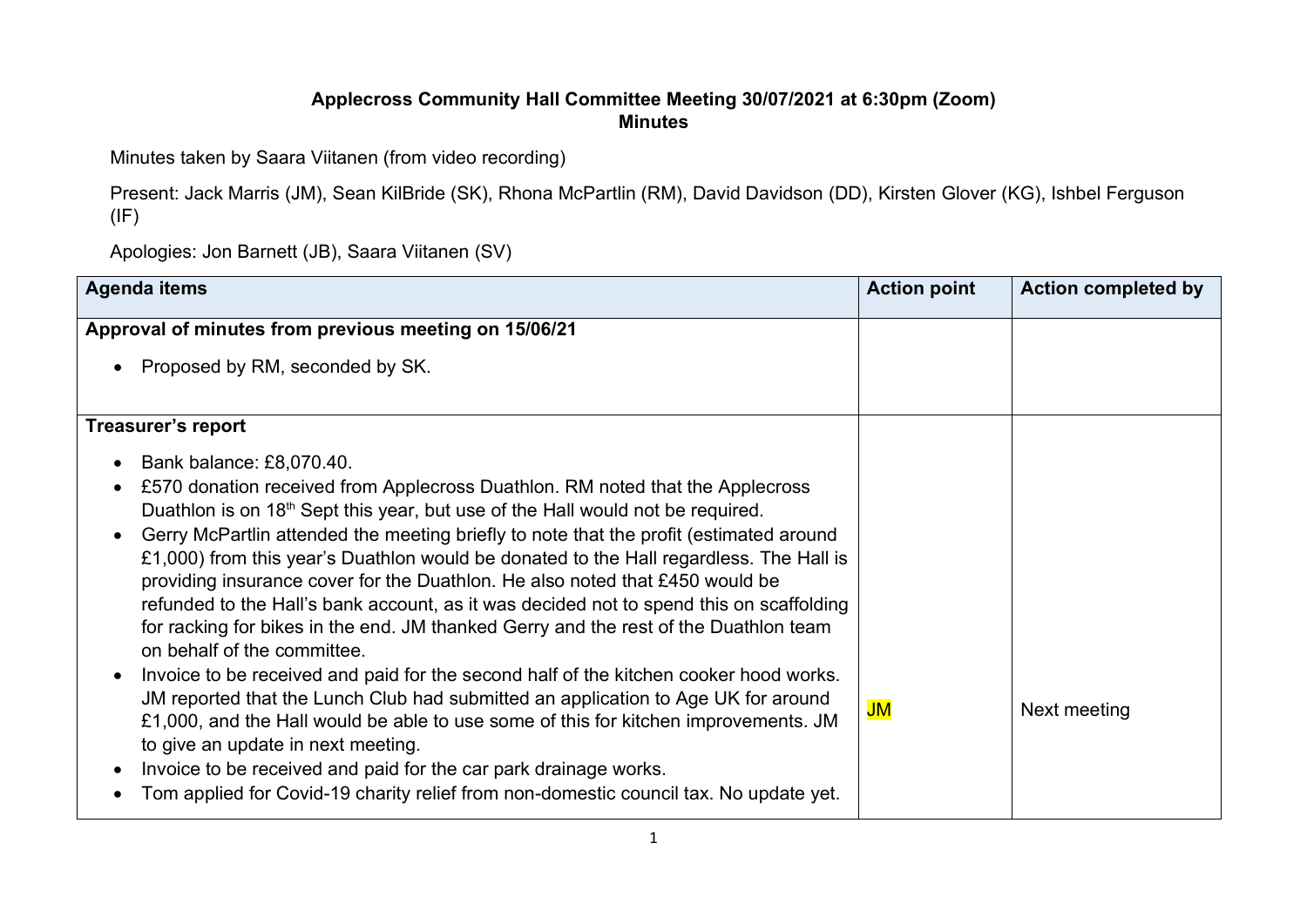**Applecross Community Hall Committee Meeting 30/07/2021 at 6:30pm (Zoom)**
**Minutes**

Minutes taken by Saara Viitanen (from video recording)

Present: Jack Marris (JM), Sean KilBride (SK), Rhona McPartlin (RM), David Davidson (DD), Kirsten Glover (KG), Ishbel Ferguson (IF)

Apologies: Jon Barnett (JB), Saara Viitanen (SV)

| Agenda items | Action point | Action completed by |
| --- | --- | --- |
| **Approval of minutes from previous meeting on 15/06/21**<br>• Proposed by RM, seconded by SK. | | |
| **Treasurer's report**<br>• Bank balance: £8,070.40.<br>• £570 donation received from Applecross Duathlon. RM noted that the Applecross Duathlon is on 18th Sept this year, but use of the Hall would not be required.<br>• Gerry McPartlin attended the meeting briefly to note that the profit (estimated around £1,000) from this year's Duathlon would be donated to the Hall regardless. The Hall is providing insurance cover for the Duathlon. He also noted that £450 would be refunded to the Hall's bank account, as it was decided not to spend this on scaffolding for racking for bikes in the end. JM thanked Gerry and the rest of the Duathlon team on behalf of the committee.<br>• Invoice to be received and paid for the second half of the kitchen cooker hood works. JM reported that the Lunch Club had submitted an application to Age UK for around £1,000, and the Hall would be able to use some of this for kitchen improvements. JM to give an update in next meeting.<br>• Invoice to be received and paid for the car park drainage works.<br>• Tom applied for Covid-19 charity relief from non-domestic council tax. No update yet. | JM | Next meeting |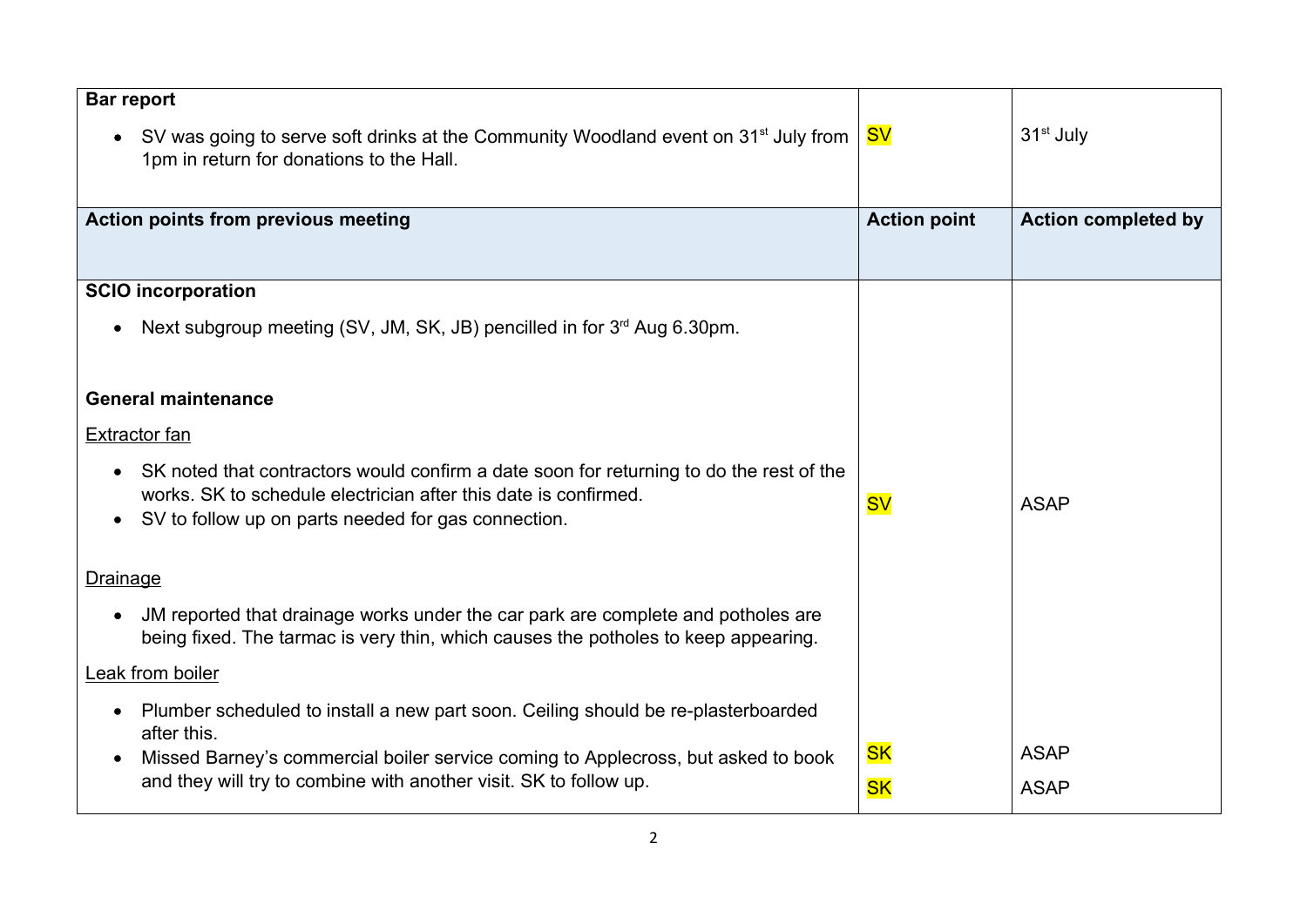| Bar report | | |
|---|---|---|
| • SV was going to serve soft drinks at the Community Woodland event on 31st July from 1pm in return for donations to the Hall. | SV | 31st July |
| **Action points from previous meeting** | **Action point** | **Action completed by** |
| **SCIO incorporation**<br>• Next subgroup meeting (SV, JM, SK, JB) pencilled in for 3rd Aug 6.30pm. | | |
| **General maintenance** | | |
| Extractor fan<br>• SK noted that contractors would confirm a date soon for returning to do the rest of the works. SK to schedule electrician after this date is confirmed.<br>• SV to follow up on parts needed for gas connection. | SV | ASAP |
| Drainage<br>• JM reported that drainage works under the car park are complete and potholes are being fixed. The tarmac is very thin, which causes the potholes to keep appearing. | | |
| Leak from boiler<br>• Plumber scheduled to install a new part soon. Ceiling should be re-plasterboarded after this. | SK | ASAP |
| • Missed Barney's commercial boiler service coming to Applecross, but asked to book and they will try to combine with another visit. SK to follow up. | SK | ASAP |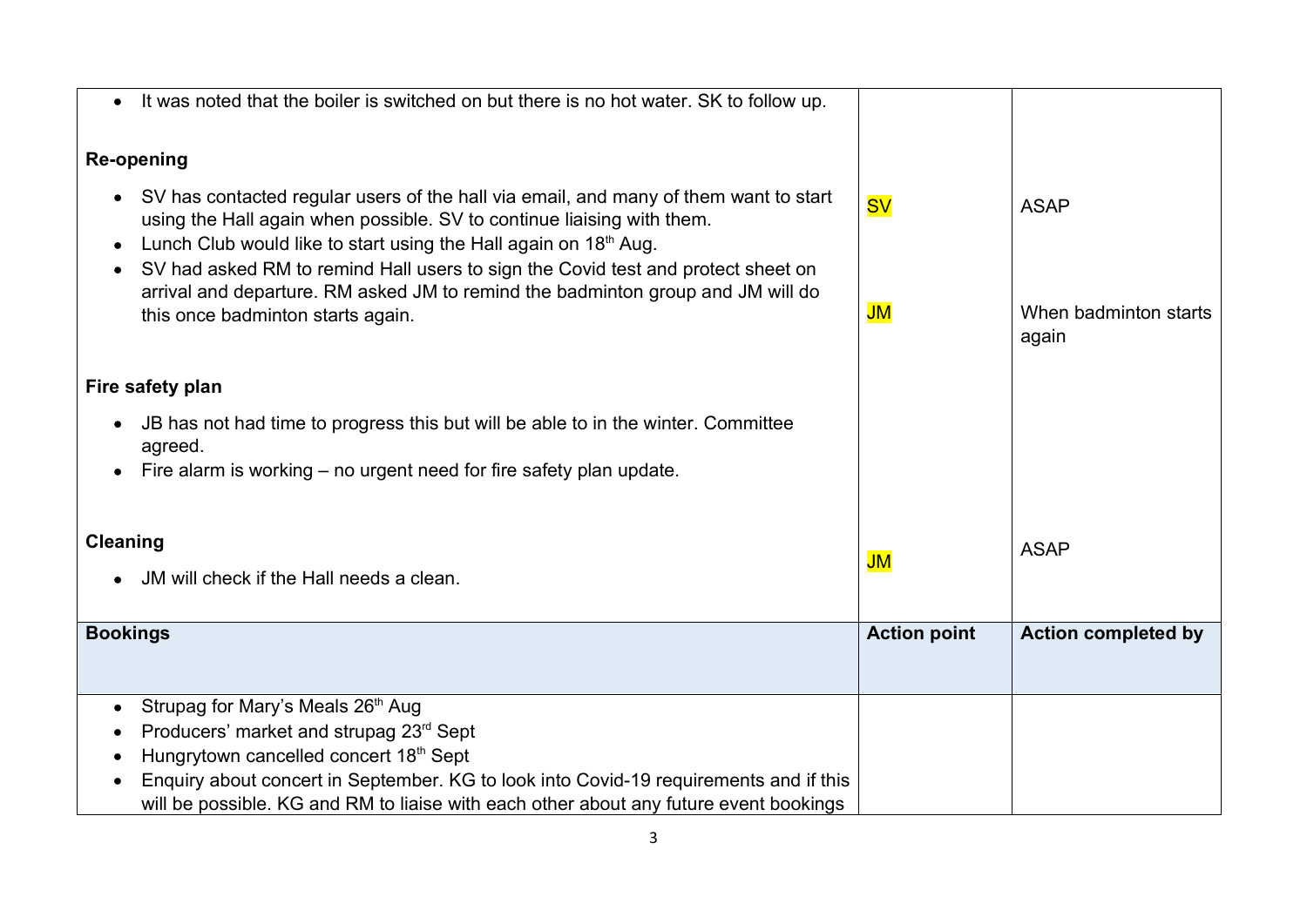| | | |
|---|---|---|
| • It was noted that the boiler is switched on but there is no hot water. SK to follow up.<br><br>**Re-opening**<br><br>• SV has contacted regular users of the hall via email, and many of them want to start using the Hall again when possible. SV to continue liaising with them.<br>• Lunch Club would like to start using the Hall again on 18th Aug.<br>• SV had asked RM to remind Hall users to sign the Covid test and protect sheet on arrival and departure. RM asked JM to remind the badminton group and JM will do this once badminton starts again.<br><br>**Fire safety plan**<br><br>• JB has not had time to progress this but will be able to in the winter. Committee agreed.<br>• Fire alarm is working – no urgent need for fire safety plan update.<br><br>**Cleaning**<br><br>• JM will check if the Hall needs a clean. | SV<br><br>JM<br><br>JM | ASAP<br><br>When badminton starts again<br><br>ASAP |
| **Bookings** | **Action point** | **Action completed by** |
| • Strupag for Mary's Meals 26th Aug<br>• Producers' market and strupag 23rd Sept<br>• Hungrytown cancelled concert 18th Sept<br>• Enquiry about concert in September. KG to look into Covid-19 requirements and if this will be possible. KG and RM to liaise with each other about any future event bookings | | |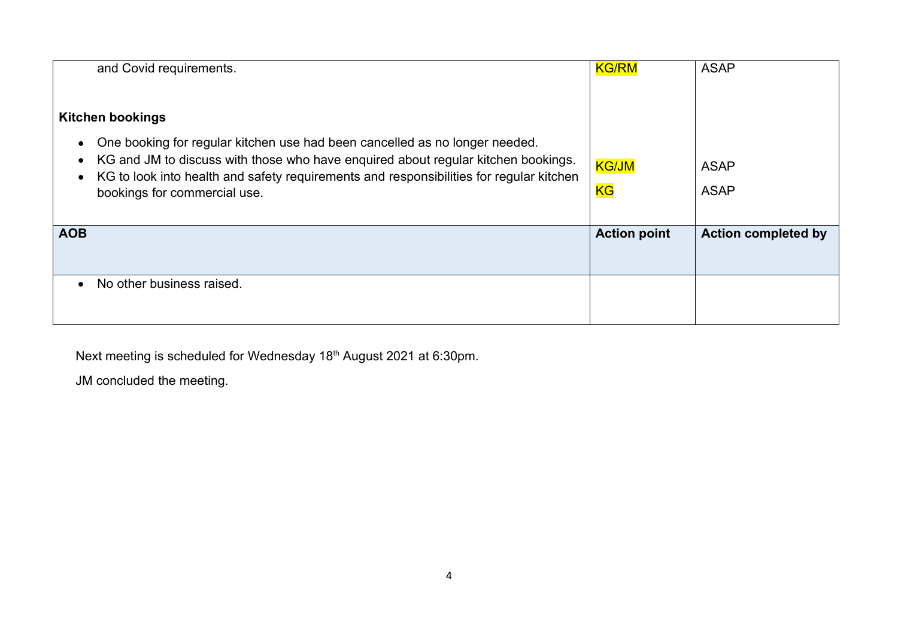| | | |
|---|---|---|
| and Covid requirements. | KG/RM | ASAP |
| **Kitchen bookings**<br>• One booking for regular kitchen use had been cancelled as no longer needed.<br>• KG and JM to discuss with those who have enquired about regular kitchen bookings.<br>• KG to look into health and safety requirements and responsibilities for regular kitchen bookings for commercial use. | KG/JM<br>KG | ASAP<br>ASAP |
| **AOB** | **Action point** | **Action completed by** |
| • No other business raised. | | |

Next meeting is scheduled for Wednesday 18th August 2021 at 6:30pm.

JM concluded the meeting.